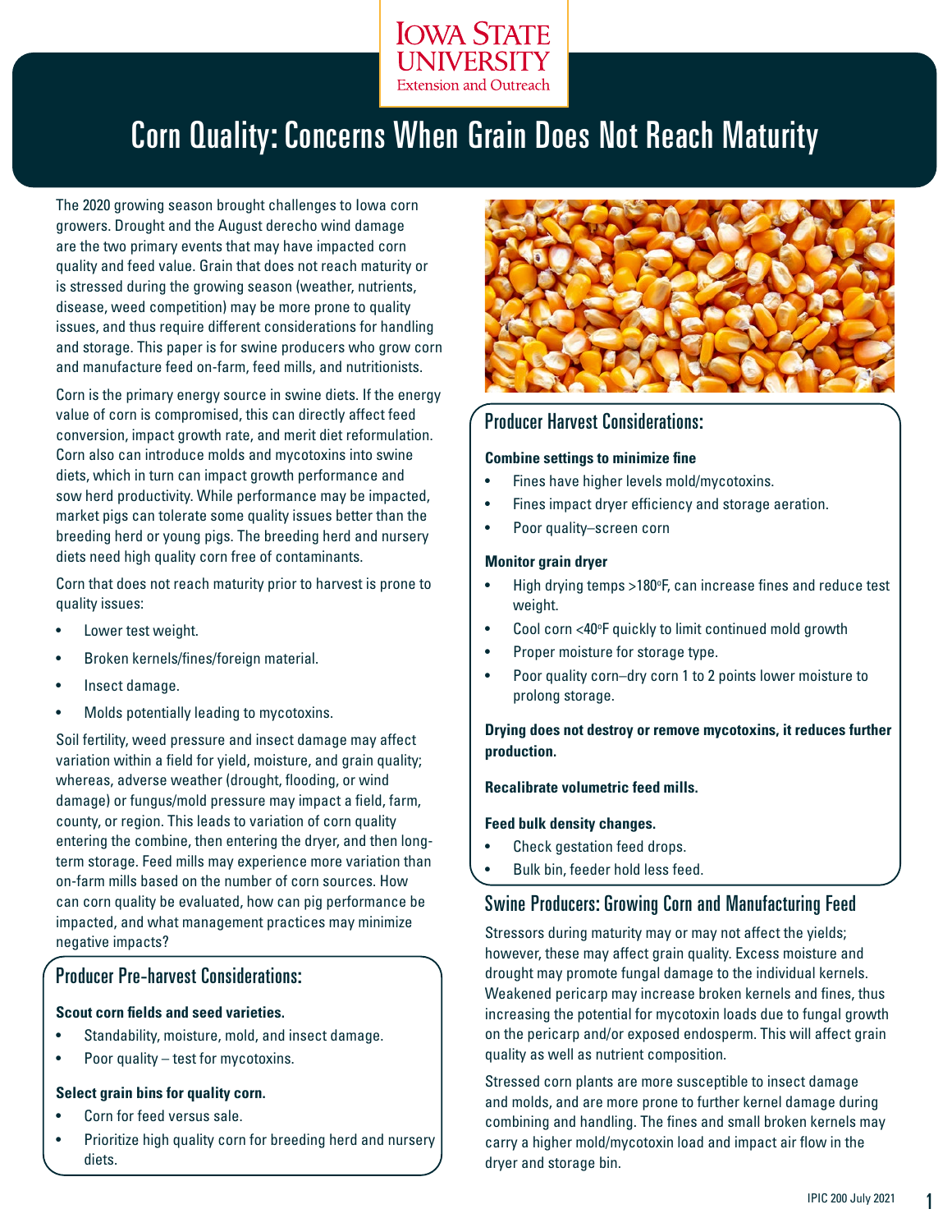# Corn Quality: Concerns When Grain Does Not Reach Maturity

The 2020 growing season brought challenges to Iowa corn growers. Drought and the August derecho wind damage are the two primary events that may have impacted corn quality and feed value. Grain that does not reach maturity or is stressed during the growing season (weather, nutrients, disease, weed competition) may be more prone to quality issues, and thus require different considerations for handling and storage. This paper is for swine producers who grow corn and manufacture feed on-farm, feed mills, and nutritionists.

Corn is the primary energy source in swine diets. If the energy value of corn is compromised, this can directly affect feed conversion, impact growth rate, and merit diet reformulation. Corn also can introduce molds and mycotoxins into swine diets, which in turn can impact growth performance and sow herd productivity. While performance may be impacted, market pigs can tolerate some quality issues better than the breeding herd or young pigs. The breeding herd and nursery diets need high quality corn free of contaminants.

Corn that does not reach maturity prior to harvest is prone to quality issues:

- Lower test weight.
- Broken kernels/fines/foreign material.
- Insect damage.
- Molds potentially leading to mycotoxins.

Soil fertility, weed pressure and insect damage may affect variation within a field for yield, moisture, and grain quality; whereas, adverse weather (drought, flooding, or wind damage) or fungus/mold pressure may impact a field, farm, county, or region. This leads to variation of corn quality entering the combine, then entering the dryer, and then long-term storage. Feed mills may experience more variation than on-farm mills based on the number of corn sources. How can corn quality be evaluated, how can pig performance be impacted, and what management practices may minimize negative impacts?

## Producer Pre-harvest Considerations:

**Scout corn fields and seed varieties.**

- Standability, moisture, mold, and insect damage.
- Poor quality – test for mycotoxins.

**Select grain bins for quality corn.**

- Corn for feed versus sale.
- Prioritize high quality corn for breeding herd and nursery diets.

## Producer Harvest Considerations:

**Combine settings to minimize fine**

- Fines have higher levels mold/mycotoxins.
- Fines impact dryer efficiency and storage aeration.
- Poor quality–screen corn

**Monitor grain dryer**

- High drying temps >180°F, can increase fines and reduce test weight.
- Cool corn <40°F quickly to limit continued mold growth
- Proper moisture for storage type.
- Poor quality corn–dry corn 1 to 2 points lower moisture to prolong storage.

**Drying does not destroy or remove mycotoxins, it reduces further production.**

**Recalibrate volumetric feed mills.**

**Feed bulk density changes.**

- Check gestation feed drops.
- Bulk bin, feeder hold less feed.

## Swine Producers: Growing Corn and Manufacturing Feed

Stressors during maturity may or may not affect the yields; however, these may affect grain quality. Excess moisture and drought may promote fungal damage to the individual kernels. Weakened pericarp may increase broken kernels and fines, thus increasing the potential for mycotoxin loads due to fungal growth on the pericarp and/or exposed endosperm. This will affect grain quality as well as nutrient composition.

Stressed corn plants are more susceptible to insect damage and molds, and are more prone to further kernel damage during combining and handling. The fines and small broken kernels may carry a higher mold/mycotoxin load and impact air flow in the dryer and storage bin.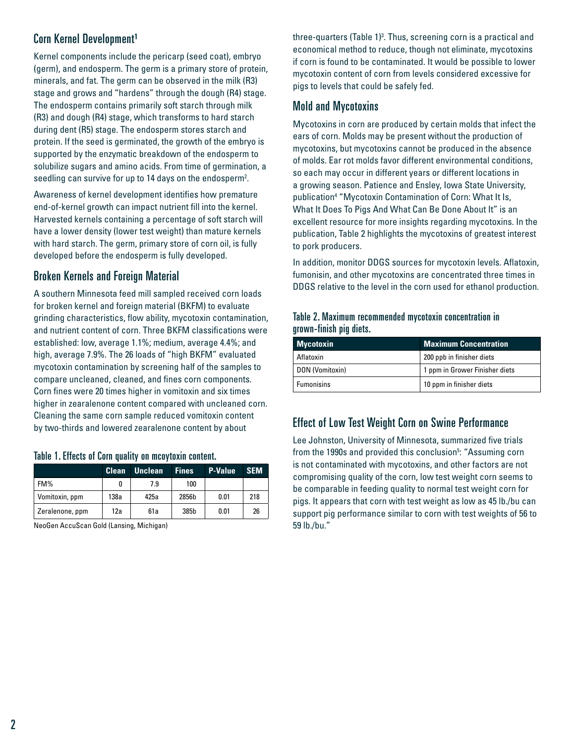## Corn Kernel Development[1]

Kernel components include the pericarp (seed coat), embryo (germ), and endosperm. The germ is a primary store of protein, minerals, and fat. The germ can be observed in the milk (R3) stage and grows and "hardens" through the dough (R4) stage. The endosperm contains primarily soft starch through milk (R3) and dough (R4) stage, which transforms to hard starch during dent (R5) stage. The endosperm stores starch and protein. If the seed is germinated, the growth of the embryo is supported by the enzymatic breakdown of the endosperm to solubilize sugars and amino acids. From time of germination, a seedling can survive for up to 14 days on the endosperm[2].

Awareness of kernel development identifies how premature end-of-kernel growth can impact nutrient fill into the kernel. Harvested kernels containing a percentage of soft starch will have a lower density (lower test weight) than mature kernels with hard starch. The germ, primary store of corn oil, is fully developed before the endosperm is fully developed.

## Broken Kernels and Foreign Material

A southern Minnesota feed mill sampled received corn loads for broken kernel and foreign material (BKFM) to evaluate grinding characteristics, flow ability, mycotoxin contamination, and nutrient content of corn. Three BKFM classifications were established: low, average 1.1%; medium, average 4.4%; and high, average 7.9%. The 26 loads of "high BKFM" evaluated mycotoxin contamination by screening half of the samples to compare uncleaned, cleaned, and fines corn components. Corn fines were 20 times higher in vomitoxin and six times higher in zearalenone content compared with uncleaned corn. Cleaning the same corn sample reduced vomitoxin content by two-thirds and lowered zearalenone content by about three-quarters (Table 1)[3]. Thus, screening corn is a practical and economical method to reduce, though not eliminate, mycotoxins if corn is found to be contaminated. It would be possible to lower mycotoxin content of corn from levels considered excessive for pigs to levels that could be safely fed.

**Table 1. Effects of Corn quality on mcoytoxin content.**

| | Clean | Unclean | Fines | P-Value | SEM |
|---|---|---|---|---|---|
| FM% | 0 | 7.9 | 100 | | |
| Vomitoxin, ppm | 138a | 425a | 2856b | 0.01 | 218 |
| Zeralenone, ppm | 12a | 61a | 385b | 0.01 | 26 |

NeoGen AccuScan Gold (Lansing, Michigan)

## Mold and Mycotoxins

Mycotoxins in corn are produced by certain molds that infect the ears of corn. Molds may be present without the production of mycotoxins, but mycotoxins cannot be produced in the absence of molds. Ear rot molds favor different environmental conditions, so each may occur in different years or different locations in a growing season. Patience and Ensley, Iowa State University, publication[4] "Mycotoxin Contamination of Corn: What It Is, What It Does To Pigs And What Can Be Done About It" is an excellent resource for more insights regarding mycotoxins. In the publication, Table 2 highlights the mycotoxins of greatest interest to pork producers.

In addition, monitor DDGS sources for mycotoxin levels. Aflatoxin, fumonisin, and other mycotoxins are concentrated three times in DDGS relative to the level in the corn used for ethanol production.

**Table 2. Maximum recommended mycotoxin concentration in grown-finish pig diets.**

| Mycotoxin | Maximum Concentration |
|---|---|
| Aflatoxin | 200 ppb in finisher diets |
| DON (Vomitoxin) | 1 ppm in Grower Finisher diets |
| Fumonisins | 10 ppm in finisher diets |

## Effect of Low Test Weight Corn on Swine Performance

Lee Johnston, University of Minnesota, summarized five trials from the 1990s and provided this conclusion[5]: "Assuming corn is not contaminated with mycotoxins, and other factors are not compromising quality of the corn, low test weight corn seems to be comparable in feeding quality to normal test weight corn for pigs. It appears that corn with test weight as low as 45 lb./bu can support pig performance similar to corn with test weights of 56 to 59 lb./bu."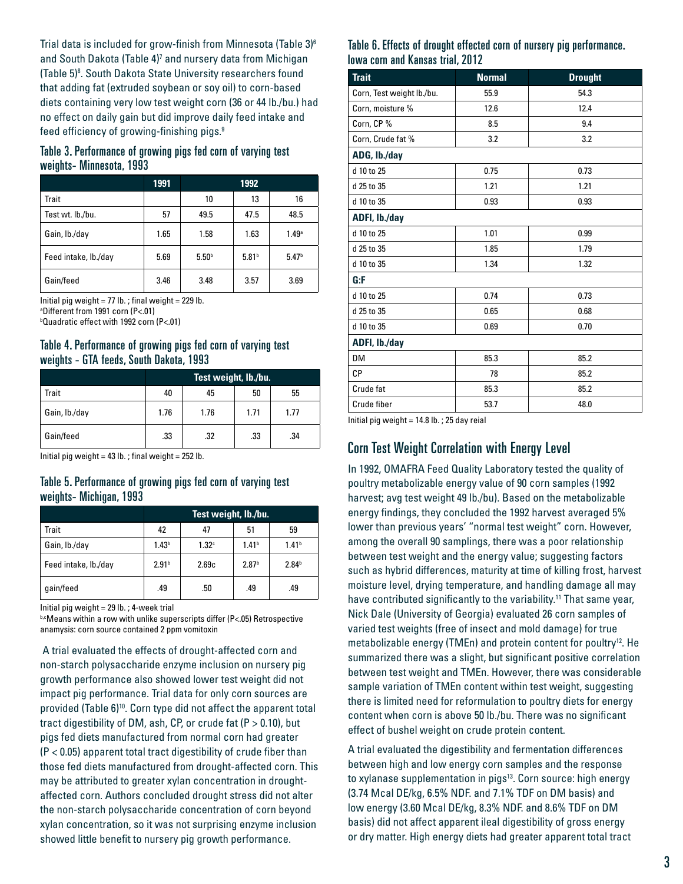Trial data is included for grow-finish from Minnesota (Table 3)[6] and South Dakota (Table 4)[7] and nursery data from Michigan (Table 5)[8]. South Dakota State University researchers found that adding fat (extruded soybean or soy oil) to corn-based diets containing very low test weight corn (36 or 44 lb./bu.) had no effect on daily gain but did improve daily feed intake and feed efficiency of growing-finishing pigs.[9]

### Table 3. Performance of growing pigs fed corn of varying test weights- Minnesota, 1993

| | 1991 | 1992 | | |
|---|---|---|---|---|
| Trait | | 10 | 13 | 16 |
| Test wt. lb./bu. | 57 | 49.5 | 47.5 | 48.5 |
| Gain, lb./day | 1.65 | 1.58 | 1.63 | 1.49[a] |
| Feed intake, lb./day | 5.69 | 5.50[b] | 5.81[b] | 5.47[b] |
| Gain/feed | 3.46 | 3.48 | 3.57 | 3.69 |

Initial pig weight = 77 lb. ; final weight = 229 lb.
[a]Different from 1991 corn (P<.01)
[b]Quadratic effect with 1992 corn (P<.01)

### Table 4. Performance of growing pigs fed corn of varying test weights - GTA feeds, South Dakota, 1993

| | Test weight, lb./bu. | | | |
|---|---|---|---|---|
| Trait | 40 | 45 | 50 | 55 |
| Gain, lb./day | 1.76 | 1.76 | 1.71 | 1.77 |
| Gain/feed | .33 | .32 | .33 | .34 |

Initial pig weight = 43 lb. ; final weight = 252 lb.

### Table 5. Performance of growing pigs fed corn of varying test weights- Michigan, 1993

| | Test weight, lb./bu. | | | |
|---|---|---|---|---|
| Trait | 42 | 47 | 51 | 59 |
| Gain, lb./day | 1.43[b] | 1.32[c] | 1.41[b] | 1.41[b] |
| Feed intake, lb./day | 2.91[b] | 2.69c | 2.87[b] | 2.84[b] |
| gain/feed | .49 | .50 | .49 | .49 |

Initial pig weight = 29 lb. ; 4-week trial
[b,c]Means within a row with unlike superscripts differ (P<.05) Retrospective anamysis: corn source contained 2 ppm vomitoxin

A trial evaluated the effects of drought-affected corn and non-starch polysaccharide enzyme inclusion on nursery pig growth performance also showed lower test weight did not impact pig performance. Trial data for only corn sources are provided (Table 6)[10]. Corn type did not affect the apparent total tract digestibility of DM, ash, CP, or crude fat ($P > 0.10$), but pigs fed diets manufactured from normal corn had greater ($P < 0.05$) apparent total tract digestibility of crude fiber than those fed diets manufactured from drought-affected corn. This may be attributed to greater xylan concentration in drought-affected corn. Authors concluded drought stress did not alter the non-starch polysaccharide concentration of corn beyond xylan concentration, so it was not surprising enzyme inclusion showed little benefit to nursery pig growth performance.

### Table 6. Effects of drought effected corn of nursery pig performance. Iowa corn and Kansas trial, 2012

| Trait | Normal | Drought |
|---|---|---|
| Corn, Test weight lb./bu. | 55.9 | 54.3 |
| Corn, moisture % | 12.6 | 12.4 |
| Corn, CP % | 8.5 | 9.4 |
| Corn, Crude fat % | 3.2 | 3.2 |
| **ADG, lb./day** | | |
| d 10 to 25 | 0.75 | 0.73 |
| d 25 to 35 | 1.21 | 1.21 |
| d 10 to 35 | 0.93 | 0.93 |
| **ADFI, lb./day** | | |
| d 10 to 25 | 1.01 | 0.99 |
| d 25 to 35 | 1.85 | 1.79 |
| d 10 to 35 | 1.34 | 1.32 |
| **G:F** | | |
| d 10 to 25 | 0.74 | 0.73 |
| d 25 to 35 | 0.65 | 0.68 |
| d 10 to 35 | 0.69 | 0.70 |
| **ADFI, lb./day** | | |
| DM | 85.3 | 85.2 |
| CP | 78 | 85.2 |
| Crude fat | 85.3 | 85.2 |
| Crude fiber | 53.7 | 48.0 |

Initial pig weight = 14.8 lb. ; 25 day reial

## Corn Test Weight Correlation with Energy Level

In 1992, OMAFRA Feed Quality Laboratory tested the quality of poultry metabolizable energy value of 90 corn samples (1992 harvest; avg test weight 49 lb./bu). Based on the metabolizable energy findings, they concluded the 1992 harvest averaged 5% lower than previous years' "normal test weight" corn. However, among the overall 90 samplings, there was a poor relationship between test weight and the energy value; suggesting factors such as hybrid differences, maturity at time of killing frost, harvest moisture level, drying temperature, and handling damage all may have contributed significantly to the variability.[11] That same year, Nick Dale (University of Georgia) evaluated 26 corn samples of varied test weights (free of insect and mold damage) for true metabolizable energy (TMEn) and protein content for poultry[12]. He summarized there was a slight, but significant positive correlation between test weight and TMEn. However, there was considerable sample variation of TMEn content within test weight, suggesting there is limited need for reformulation to poultry diets for energy content when corn is above 50 lb./bu. There was no significant effect of bushel weight on crude protein content.

A trial evaluated the digestibility and fermentation differences between high and low energy corn samples and the response to xylanase supplementation in pigs[13]. Corn source: high energy (3.74 Mcal DE/kg, 6.5% NDF. and 7.1% TDF on DM basis) and low energy (3.60 Mcal DE/kg, 8.3% NDF. and 8.6% TDF on DM basis) did not affect apparent ileal digestibility of gross energy or dry matter. High energy diets had greater apparent total tract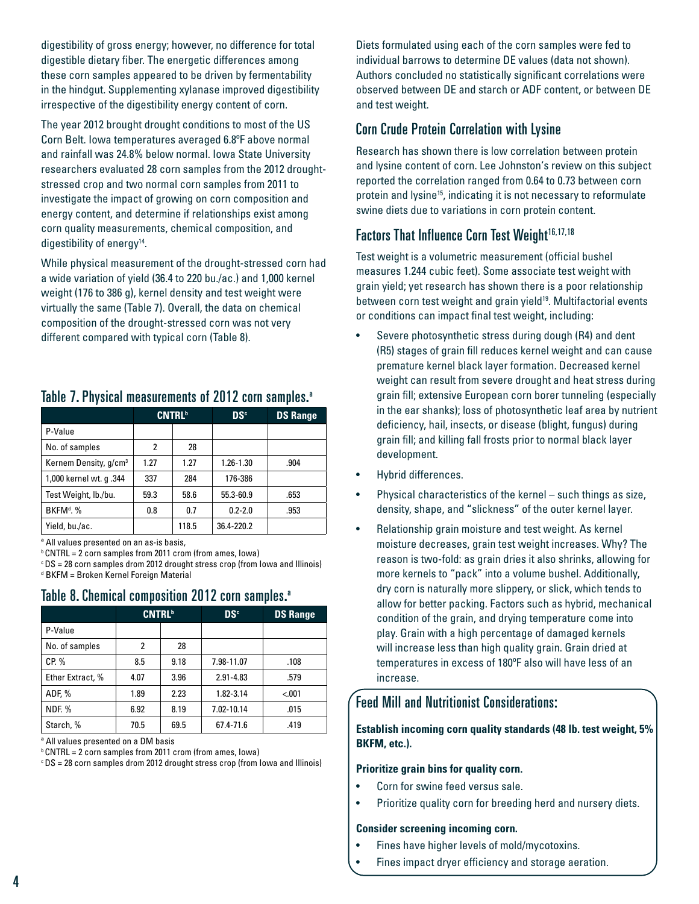digestibility of gross energy; however, no difference for total digestible dietary fiber. The energetic differences among these corn samples appeared to be driven by fermentability in the hindgut. Supplementing xylanase improved digestibility irrespective of the digestibility energy content of corn.

The year 2012 brought drought conditions to most of the US Corn Belt. Iowa temperatures averaged 6.8ºF above normal and rainfall was 24.8% below normal. Iowa State University researchers evaluated 28 corn samples from the 2012 drought-stressed crop and two normal corn samples from 2011 to investigate the impact of growing on corn composition and energy content, and determine if relationships exist among corn quality measurements, chemical composition, and digestibility of energy[14].

While physical measurement of the drought-stressed corn had a wide variation of yield (36.4 to 220 bu./ac.) and 1,000 kernel weight (176 to 386 g), kernel density and test weight were virtually the same (Table 7). Overall, the data on chemical composition of the drought-stressed corn was not very different compared with typical corn (Table 8).

## Table 7. Physical measurements of 2012 corn samples.[a]

| | CNTRL[b] | | DS[c] | DS Range |
|---|---|---|---|---|
| P-Value | | | | |
| No. of samples | 2 | 28 | | |
| Kernem Density, g/cm³ | 1.27 | 1.27 | 1.26-1.30 | .904 |
| 1,000 kernel wt. g .344 | 337 | 284 | 176-386 | |
| Test Weight, lb./bu. | 59.3 | 58.6 | 55.3-60.9 | .653 |
| BKFM[d]. % | 0.8 | 0.7 | 0.2-2.0 | .953 |
| Yield, bu./ac. | | 118.5 | 36.4-220.2 | |

[a] All values presented on an as-is basis,
[b] CNTRL = 2 corn samples from 2011 crom (from ames, Iowa)
[c] DS = 28 corn samples drom 2012 drought stress crop (from Iowa and Illinois)
[d] BKFM = Broken Kernel Foreign Material

## Table 8. Chemical composition 2012 corn samples.[a]

| | CNTRL[b] | | DS[c] | DS Range |
|---|---|---|---|---|
| P-Value | | | | |
| No. of samples | 2 | 28 | | |
| CP. % | 8.5 | 9.18 | 7.98-11.07 | .108 |
| Ether Extract, % | 4.07 | 3.96 | 2.91-4.83 | .579 |
| ADF, % | 1.89 | 2.23 | 1.82-3.14 | <.001 |
| NDF. % | 6.92 | 8.19 | 7.02-10.14 | .015 |
| Starch, % | 70.5 | 69.5 | 67.4-71.6 | .419 |

[a] All values presented on a DM basis
[b] CNTRL = 2 corn samples from 2011 crom (from ames, Iowa)
[c] DS = 28 corn samples drom 2012 drought stress crop (from Iowa and Illinois)

Diets formulated using each of the corn samples were fed to individual barrows to determine DE values (data not shown). Authors concluded no statistically significant correlations were observed between DE and starch or ADF content, or between DE and test weight.

## Corn Crude Protein Correlation with Lysine

Research has shown there is low correlation between protein and lysine content of corn. Lee Johnston's review on this subject reported the correlation ranged from 0.64 to 0.73 between corn protein and lysine[15], indicating it is not necessary to reformulate swine diets due to variations in corn protein content.

## Factors That Influence Corn Test Weight[16,17,18]

Test weight is a volumetric measurement (official bushel measures 1.244 cubic feet). Some associate test weight with grain yield; yet research has shown there is a poor relationship between corn test weight and grain yield[19]. Multifactorial events or conditions can impact final test weight, including:

- Severe photosynthetic stress during dough (R4) and dent (R5) stages of grain fill reduces kernel weight and can cause premature kernel black layer formation. Decreased kernel weight can result from severe drought and heat stress during grain fill; extensive European corn borer tunneling (especially in the ear shanks); loss of photosynthetic leaf area by nutrient deficiency, hail, insects, or disease (blight, fungus) during grain fill; and killing fall frosts prior to normal black layer development.
- Hybrid differences.
- Physical characteristics of the kernel – such things as size, density, shape, and "slickness" of the outer kernel layer.
- Relationship grain moisture and test weight. As kernel moisture decreases, grain test weight increases. Why? The reason is two-fold: as grain dries it also shrinks, allowing for more kernels to "pack" into a volume bushel. Additionally, dry corn is naturally more slippery, or slick, which tends to allow for better packing. Factors such as hybrid, mechanical condition of the grain, and drying temperature come into play. Grain with a high percentage of damaged kernels will increase less than high quality grain. Grain dried at temperatures in excess of 180ºF also will have less of an increase.

## Feed Mill and Nutritionist Considerations:

**Establish incoming corn quality standards (48 lb. test weight, 5% BKFM, etc.).**

**Prioritize grain bins for quality corn.**

- Corn for swine feed versus sale.
- Prioritize quality corn for breeding herd and nursery diets.

**Consider screening incoming corn.**

- Fines have higher levels of mold/mycotoxins.
- Fines impact dryer efficiency and storage aeration.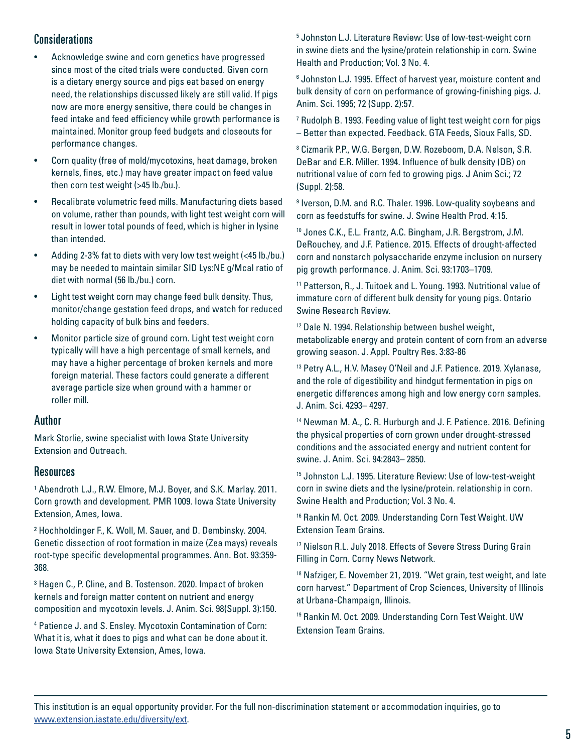## Considerations

- Acknowledge swine and corn genetics have progressed since most of the cited trials were conducted. Given corn is a dietary energy source and pigs eat based on energy need, the relationships discussed likely are still valid. If pigs now are more energy sensitive, there could be changes in feed intake and feed efficiency while growth performance is maintained. Monitor group feed budgets and closeouts for performance changes.
- Corn quality (free of mold/mycotoxins, heat damage, broken kernels, fines, etc.) may have greater impact on feed value then corn test weight (>45 lb./bu.).
- Recalibrate volumetric feed mills. Manufacturing diets based on volume, rather than pounds, with light test weight corn will result in lower total pounds of feed, which is higher in lysine than intended.
- Adding 2-3% fat to diets with very low test weight (<45 lb./bu.) may be needed to maintain similar SID Lys:NE g/Mcal ratio of diet with normal (56 lb./bu.) corn.
- Light test weight corn may change feed bulk density. Thus, monitor/change gestation feed drops, and watch for reduced holding capacity of bulk bins and feeders.
- Monitor particle size of ground corn. Light test weight corn typically will have a high percentage of small kernels, and may have a higher percentage of broken kernels and more foreign material. These factors could generate a different average particle size when ground with a hammer or roller mill.

## Author

Mark Storlie, swine specialist with Iowa State University Extension and Outreach.

## Resources

[1] Abendroth L.J., R.W. Elmore, M.J. Boyer, and S.K. Marlay. 2011. Corn growth and development. PMR 1009. Iowa State University Extension, Ames, Iowa.

[2] Hochholdinger F., K. Woll, M. Sauer, and D. Dembinsky. 2004. Genetic dissection of root formation in maize (Zea mays) reveals root-type specific developmental programmes. Ann. Bot. 93:359-368.

[3] Hagen C., P. Cline, and B. Tostenson. 2020. Impact of broken kernels and foreign matter content on nutrient and energy composition and mycotoxin levels. J. Anim. Sci. 98(Suppl. 3):150.

[4] Patience J. and S. Ensley. Mycotoxin Contamination of Corn: What it is, what it does to pigs and what can be done about it. Iowa State University Extension, Ames, Iowa.

[5] Johnston L.J. Literature Review: Use of low-test-weight corn in swine diets and the lysine/protein relationship in corn. Swine Health and Production; Vol. 3 No. 4.

[6] Johnston L.J. 1995. Effect of harvest year, moisture content and bulk density of corn on performance of growing-finishing pigs. J. Anim. Sci. 1995; 72 (Supp. 2):57.

[7] Rudolph B. 1993. Feeding value of light test weight corn for pigs – Better than expected. Feedback. GTA Feeds, Sioux Falls, SD.

[8] Cizmarik P.P., W.G. Bergen, D.W. Rozeboom, D.A. Nelson, S.R. DeBar and E.R. Miller. 1994. Influence of bulk density (DB) on nutritional value of corn fed to growing pigs. J Anim Sci.; 72 (Suppl. 2):58.

[9] Iverson, D.M. and R.C. Thaler. 1996. Low-quality soybeans and corn as feedstuffs for swine. J. Swine Health Prod. 4:15.

[10] Jones C.K., E.L. Frantz, A.C. Bingham, J.R. Bergstrom, J.M. DeRouchey, and J.F. Patience. 2015. Effects of drought-affected corn and nonstarch polysaccharide enzyme inclusion on nursery pig growth performance. J. Anim. Sci. 93:1703–1709.

[11] Patterson, R., J. Tuitoek and L. Young. 1993. Nutritional value of immature corn of different bulk density for young pigs. Ontario Swine Research Review.

[12] Dale N. 1994. Relationship between bushel weight, metabolizable energy and protein content of corn from an adverse growing season. J. Appl. Poultry Res. 3:83-86

[13] Petry A.L., H.V. Masey O'Neil and J.F. Patience. 2019. Xylanase, and the role of digestibility and hindgut fermentation in pigs on energetic differences among high and low energy corn samples. J. Anim. Sci. 4293– 4297.

[14] Newman M. A., C. R. Hurburgh and J. F. Patience. 2016. Defining the physical properties of corn grown under drought-stressed conditions and the associated energy and nutrient content for swine. J. Anim. Sci. 94:2843– 2850.

[15] Johnston L.J. 1995. Literature Review: Use of low-test-weight corn in swine diets and the lysine/protein. relationship in corn. Swine Health and Production; Vol. 3 No. 4.

[16] Rankin M. Oct. 2009. Understanding Corn Test Weight. UW Extension Team Grains.

[17] Nielson R.L. July 2018. Effects of Severe Stress During Grain Filling in Corn. Corny News Network.

[18] Nafziger, E. November 21, 2019. "Wet grain, test weight, and late corn harvest." Department of Crop Sciences, University of Illinois at Urbana-Champaign, Illinois.

[19] Rankin M. Oct. 2009. Understanding Corn Test Weight. UW Extension Team Grains.

This institution is an equal opportunity provider. For the full non-discrimination statement or accommodation inquiries, go to www.extension.iastate.edu/diversity/ext.